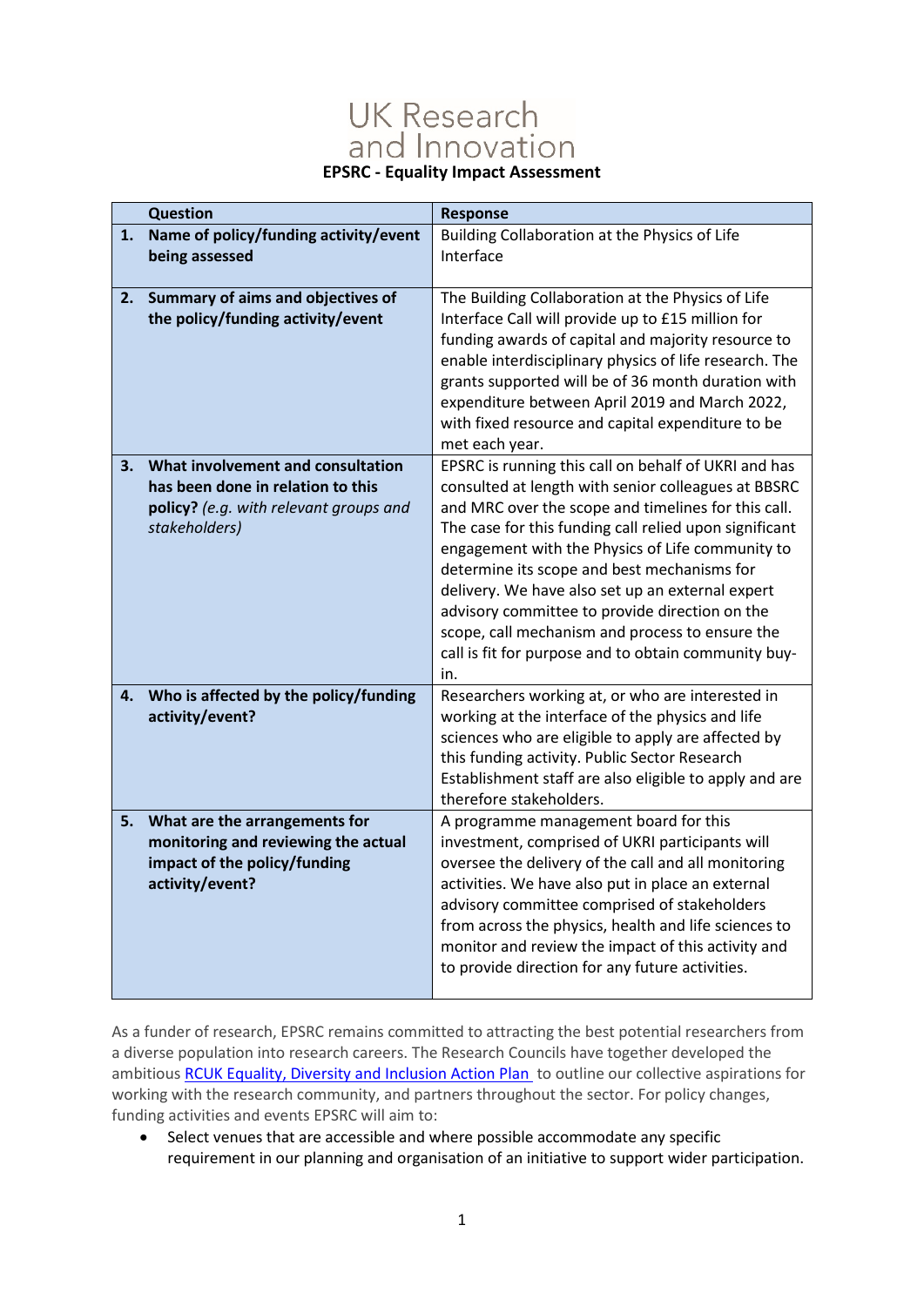# UK Research and Innovation

## EPSRC - Equality Impact Assessment

| | Question | Response |
|---|---|---|
| 1. | **Name of policy/funding activity/event being assessed** | Building Collaboration at the Physics of Life Interface |
| 2. | **Summary of aims and objectives of the policy/funding activity/event** | The Building Collaboration at the Physics of Life Interface Call will provide up to £15 million for funding awards of capital and majority resource to enable interdisciplinary physics of life research. The grants supported will be of 36 month duration with expenditure between April 2019 and March 2022, with fixed resource and capital expenditure to be met each year. |
| 3. | **What involvement and consultation has been done in relation to this policy?** *(e.g. with relevant groups and stakeholders)* | EPSRC is running this call on behalf of UKRI and has consulted at length with senior colleagues at BBSRC and MRC over the scope and timelines for this call. The case for this funding call relied upon significant engagement with the Physics of Life community to determine its scope and best mechanisms for delivery. We have also set up an external expert advisory committee to provide direction on the scope, call mechanism and process to ensure the call is fit for purpose and to obtain community buy-in. |
| 4. | **Who is affected by the policy/funding activity/event?** | Researchers working at, or who are interested in working at the interface of the physics and life sciences who are eligible to apply are affected by this funding activity. Public Sector Research Establishment staff are also eligible to apply and are therefore stakeholders. |
| 5. | **What are the arrangements for monitoring and reviewing the actual impact of the policy/funding activity/event?** | A programme management board for this investment, comprised of UKRI participants will oversee the delivery of the call and all monitoring activities. We have also put in place an external advisory committee comprised of stakeholders from across the physics, health and life sciences to monitor and review the impact of this activity and to provide direction for any future activities. |

As a funder of research, EPSRC remains committed to attracting the best potential researchers from a diverse population into research careers. The Research Councils have together developed the ambitious RCUK Equality, Diversity and Inclusion Action Plan to outline our collective aspirations for working with the research community, and partners throughout the sector. For policy changes, funding activities and events EPSRC will aim to:

- Select venues that are accessible and where possible accommodate any specific requirement in our planning and organisation of an initiative to support wider participation.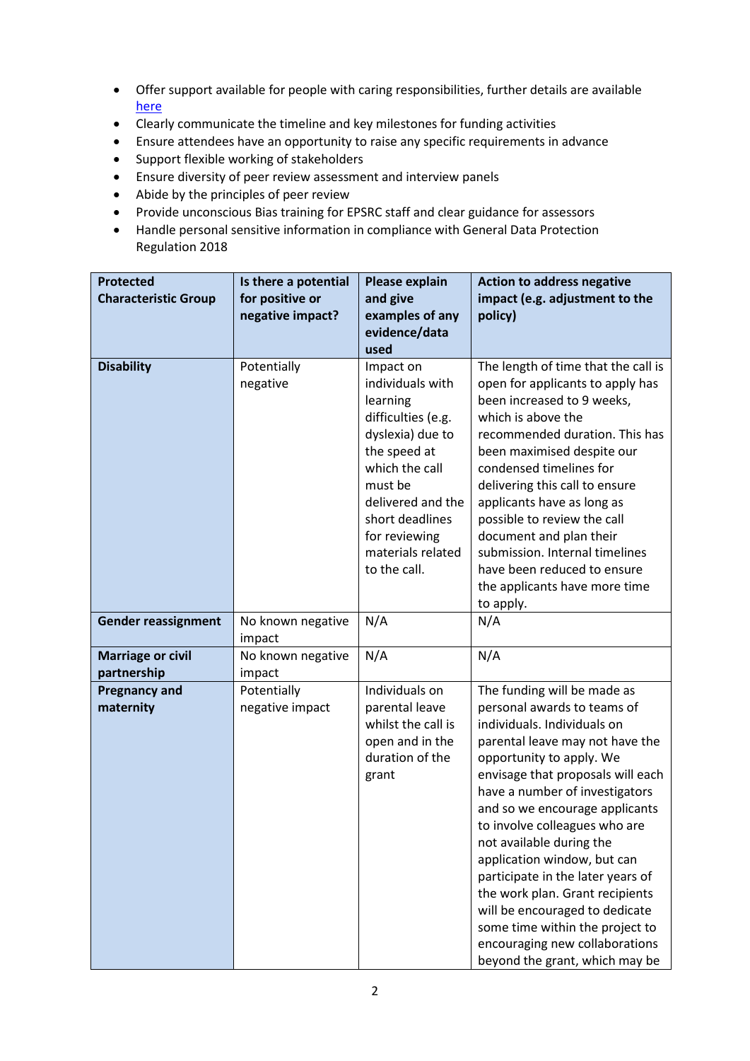- Offer support available for people with caring responsibilities, further details are available [here]
- Clearly communicate the timeline and key milestones for funding activities
- Ensure attendees have an opportunity to raise any specific requirements in advance
- Support flexible working of stakeholders
- Ensure diversity of peer review assessment and interview panels
- Abide by the principles of peer review
- Provide unconscious Bias training for EPSRC staff and clear guidance for assessors
- Handle personal sensitive information in compliance with General Data Protection Regulation 2018

| Protected Characteristic Group | Is there a potential for positive or negative impact? | Please explain and give examples of any evidence/data used | Action to address negative impact (e.g. adjustment to the policy) |
|---|---|---|---|
| **Disability** | Potentially negative | Impact on individuals with learning difficulties (e.g. dyslexia) due to the speed at which the call must be delivered and the short deadlines for reviewing materials related to the call. | The length of time that the call is open for applicants to apply has been increased to 9 weeks, which is above the recommended duration. This has been maximised despite our condensed timelines for delivering this call to ensure applicants have as long as possible to review the call document and plan their submission. Internal timelines have been reduced to ensure the applicants have more time to apply. |
| **Gender reassignment** | No known negative impact | N/A | N/A |
| **Marriage or civil partnership** | No known negative impact | N/A | N/A |
| **Pregnancy and maternity** | Potentially negative impact | Individuals on parental leave whilst the call is open and in the duration of the grant | The funding will be made as personal awards to teams of individuals. Individuals on parental leave may not have the opportunity to apply. We envisage that proposals will each have a number of investigators and so we encourage applicants to involve colleagues who are not available during the application window, but can participate in the later years of the work plan. Grant recipients will be encouraged to dedicate some time within the project to encouraging new collaborations beyond the grant, which may be |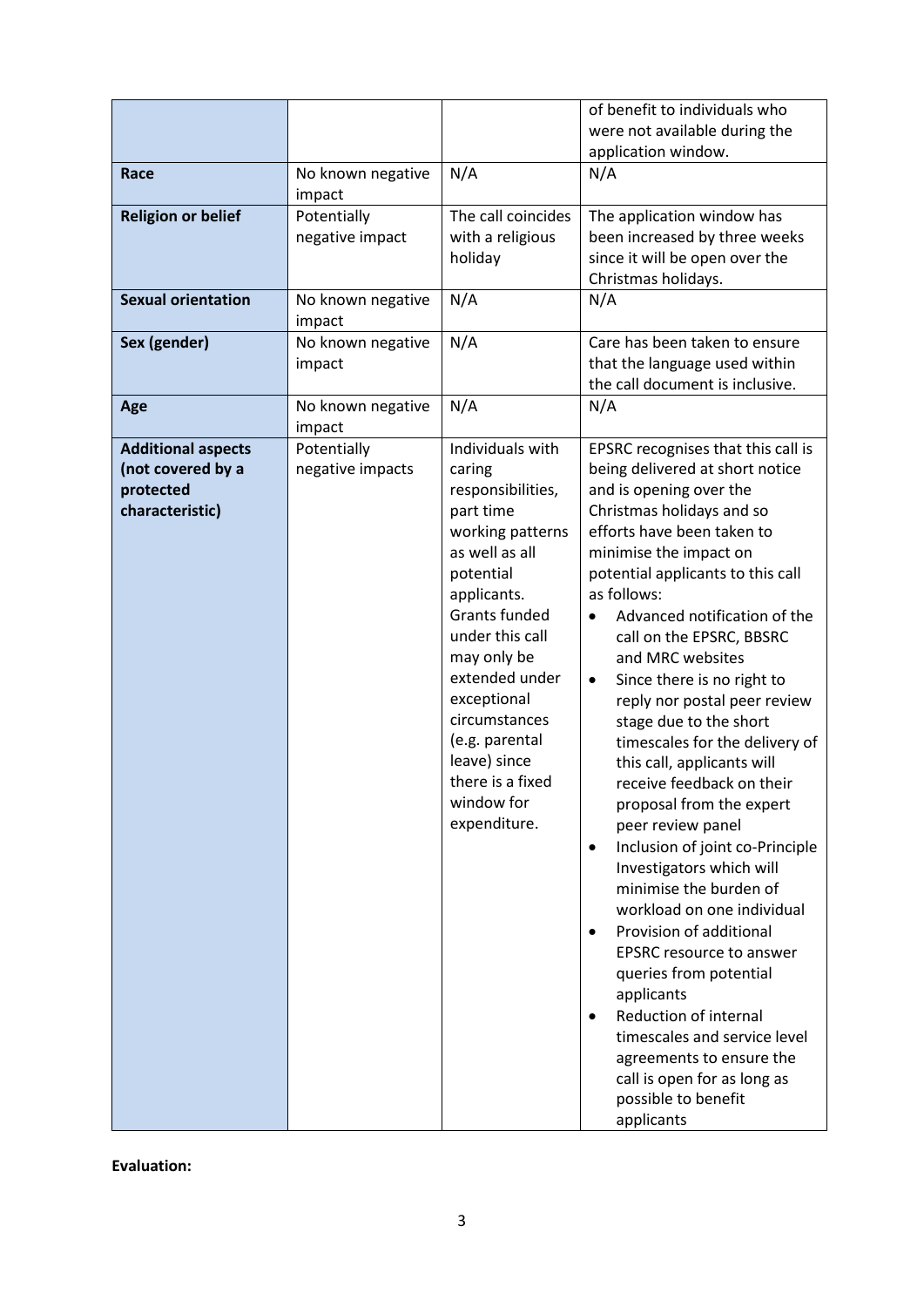| | | | |
|---|---|---|---|
| | | | of benefit to individuals who were not available during the application window. |
| **Race** | No known negative impact | N/A | N/A |
| **Religion or belief** | Potentially negative impact | The call coincides with a religious holiday | The application window has been increased by three weeks since it will be open over the Christmas holidays. |
| **Sexual orientation** | No known negative impact | N/A | N/A |
| **Sex (gender)** | No known negative impact | N/A | Care has been taken to ensure that the language used within the call document is inclusive. |
| **Age** | No known negative impact | N/A | N/A |
| **Additional aspects (not covered by a protected characteristic)** | Potentially negative impacts | Individuals with caring responsibilities, part time working patterns as well as all potential applicants. Grants funded under this call may only be extended under exceptional circumstances (e.g. parental leave) since there is a fixed window for expenditure. | EPSRC recognises that this call is being delivered at short notice and is opening over the Christmas holidays and so efforts have been taken to minimise the impact on potential applicants to this call as follows:<br>• Advanced notification of the call on the EPSRC, BBSRC and MRC websites<br>• Since there is no right to reply nor postal peer review stage due to the short timescales for the delivery of this call, applicants will receive feedback on their proposal from the expert peer review panel<br>• Inclusion of joint co-Principle Investigators which will minimise the burden of workload on one individual<br>• Provision of additional EPSRC resource to answer queries from potential applicants<br>• Reduction of internal timescales and service level agreements to ensure the call is open for as long as possible to benefit applicants |

**Evaluation:**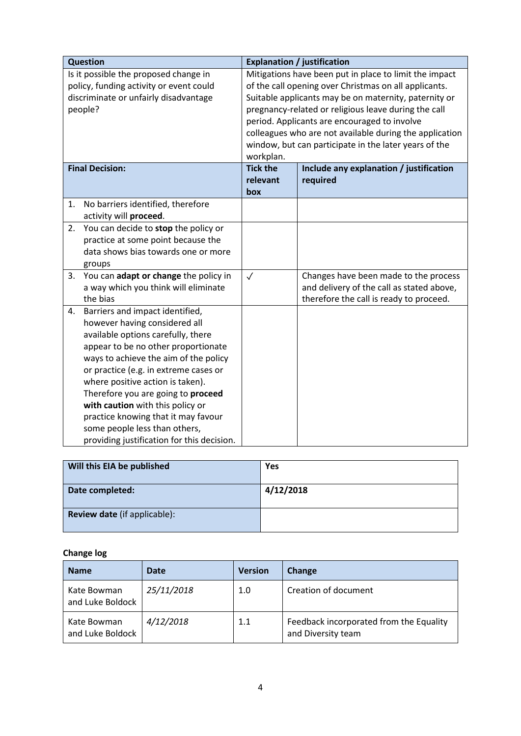| Question | Explanation / justification | |
|---|---|---|
| Is it possible the proposed change in policy, funding activity or event could discriminate or unfairly disadvantage people? | Mitigations have been put in place to limit the impact of the call opening over Christmas on all applicants. Suitable applicants may be on maternity, paternity or pregnancy-related or religious leave during the call period. Applicants are encouraged to involve colleagues who are not available during the application window, but can participate in the later years of the workplan. | |
| **Final Decision:** | **Tick the relevant box** | **Include any explanation / justification required** |
| 1. No barriers identified, therefore activity will **proceed**. | | |
| 2. You can decide to **stop** the policy or practice at some point because the data shows bias towards one or more groups | | |
| 3. You can **adapt or change** the policy in a way which you think will eliminate the bias | ✓ | Changes have been made to the process and delivery of the call as stated above, therefore the call is ready to proceed. |
| 4. Barriers and impact identified, however having considered all available options carefully, there appear to be no other proportionate ways to achieve the aim of the policy or practice (e.g. in extreme cases or where positive action is taken). Therefore you are going to **proceed with caution** with this policy or practice knowing that it may favour some people less than others, providing justification for this decision. | | |

| | |
|---|---|
| **Will this EIA be published** | **Yes** |
| **Date completed:** | **4/12/2018** |
| **Review date** (if applicable): | |

**Change log**

| Name | Date | Version | Change |
|---|---|---|---|
| Kate Bowman and Luke Boldock | *25/11/2018* | 1.0 | Creation of document |
| Kate Bowman and Luke Boldock | *4/12/2018* | 1.1 | Feedback incorporated from the Equality and Diversity team |